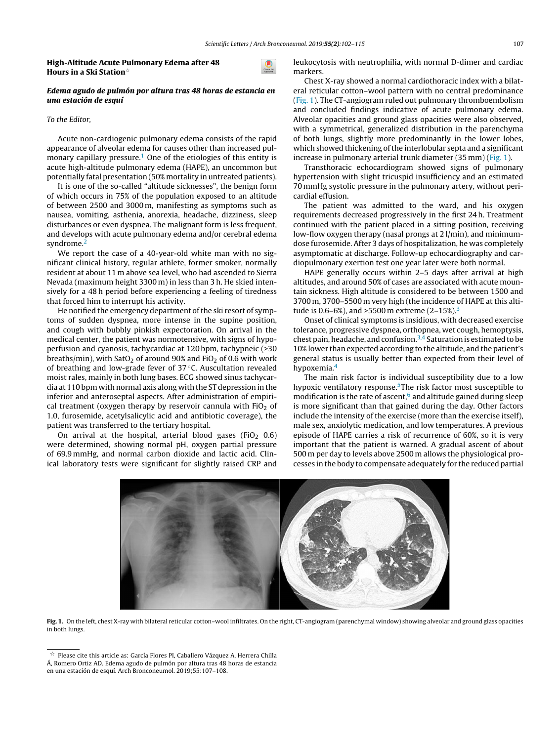# High-Altitude Acute Pulmonary Edema after 48 Hours in a Ski Station☆

## *Edema agudo de pulmón por altura tras 48 horas de estancia en una estación de esquí*

*To the Editor,*

Acute non-cardiogenic pulmonary edema consists of the rapid appearance of alveolar edema for causes other than increased pulmonary capillary pressure.[1] One of the etiologies of this entity is acute high-altitude pulmonary edema (HAPE), an uncommon but potentially fatal presentation (50% mortality in untreated patients).

It is one of the so-called "altitude sicknesses", the benign form of which occurs in 75% of the population exposed to an altitude of between 2500 and 3000 m, manifesting as symptoms such as nausea, vomiting, asthenia, anorexia, headache, dizziness, sleep disturbances or even dyspnea. The malignant form is less frequent, and develops with acute pulmonary edema and/or cerebral edema syndrome.[2]

We report the case of a 40-year-old white man with no significant clinical history, regular athlete, former smoker, normally resident at about 11 m above sea level, who had ascended to Sierra Nevada (maximum height 3300 m) in less than 3 h. He skied intensively for a 48 h period before experiencing a feeling of tiredness that forced him to interrupt his activity.

He notified the emergency department of the ski resort of symptoms of sudden dyspnea, more intense in the supine position, and cough with bubbly pinkish expectoration. On arrival in the medical center, the patient was normotensive, with signs of hypoperfusion and cyanosis, tachycardiac at 120 bpm, tachypneic (>30 breaths/min), with $SatO_2$ of around 90% and $FiO_2$ of 0.6 with work of breathing and low-grade fever of 37 °C. Auscultation revealed moist rales, mainly in both lung bases. ECG showed sinus tachycardia at 110 bpm with normal axis along with the ST depression in the inferior and anteroseptal aspects. After administration of empirical treatment (oxygen therapy by reservoir cannula with $FiO_2$ of 1.0, furosemide, acetylsalicylic acid and antibiotic coverage), the patient was transferred to the tertiary hospital.

On arrival at the hospital, arterial blood gases ($FiO_2$ 0.6) were determined, showing normal pH, oxygen partial pressure of 69.9 mmHg, and normal carbon dioxide and lactic acid. Clinical laboratory tests were significant for slightly raised CRP and leukocytosis with neutrophilia, with normal D-dimer and cardiac markers.

Chest X-ray showed a normal cardiothoracic index with a bilateral reticular cotton–wool pattern with no central predominance (Fig. 1). The CT-angiogram ruled out pulmonary thromboembolism and concluded findings indicative of acute pulmonary edema. Alveolar opacities and ground glass opacities were also observed, with a symmetrical, generalized distribution in the parenchyma of both lungs, slightly more predominantly in the lower lobes, which showed thickening of the interlobular septa and a significant increase in pulmonary arterial trunk diameter (35 mm) (Fig. 1).

Transthoracic echocardiogram showed signs of pulmonary hypertension with slight tricuspid insufficiency and an estimated 70 mmHg systolic pressure in the pulmonary artery, without pericardial effusion.

The patient was admitted to the ward, and his oxygen requirements decreased progressively in the first 24 h. Treatment continued with the patient placed in a sitting position, receiving low-flow oxygen therapy (nasal prongs at 2 l/min), and minimum-dose furosemide. After 3 days of hospitalization, he was completely asymptomatic at discharge. Follow-up echocardiography and cardiopulmonary exertion test one year later were both normal.

HAPE generally occurs within 2–5 days after arrival at high altitudes, and around 50% of cases are associated with acute mountain sickness. High altitude is considered to be between 1500 and 3700 m, 3700–5500 m very high (the incidence of HAPE at this altitude is 0.6–6%), and >5500 m extreme (2–15%).[3]

Onset of clinical symptoms is insidious, with decreased exercise tolerance, progressive dyspnea, orthopnea, wet cough, hemoptysis, chest pain, headache, and confusion.[3,4] Saturation is estimated to be 10% lower than expected according to the altitude, and the patient's general status is usually better than expected from their level of hypoxemia.[4]

The main risk factor is individual susceptibility due to a low hypoxic ventilatory response.[5] The risk factor most susceptible to modification is the rate of ascent,[6] and altitude gained during sleep is more significant than that gained during the day. Other factors include the intensity of the exercise (more than the exercise itself), male sex, anxiolytic medication, and low temperatures. A previous episode of HAPE carries a risk of recurrence of 60%, so it is very important that the patient is warned. A gradual ascent of about 500 m per day to levels above 2500 m allows the physiological processes in the body to compensate adequately for the reduced partial

**Fig. 1.** On the left, chest X-ray with bilateral reticular cotton–wool infiltrates. On the right, CT-angiogram (parenchymal window) showing alveolar and ground glass opacities in both lungs.

☆ Please cite this article as: García Flores PI, Caballero Vázquez A, Herrera Chilla Á, Romero Ortiz AD. Edema agudo de pulmón por altura tras 48 horas de estancia en una estación de esquí. Arch Bronconeumol. 2019;55:107–108.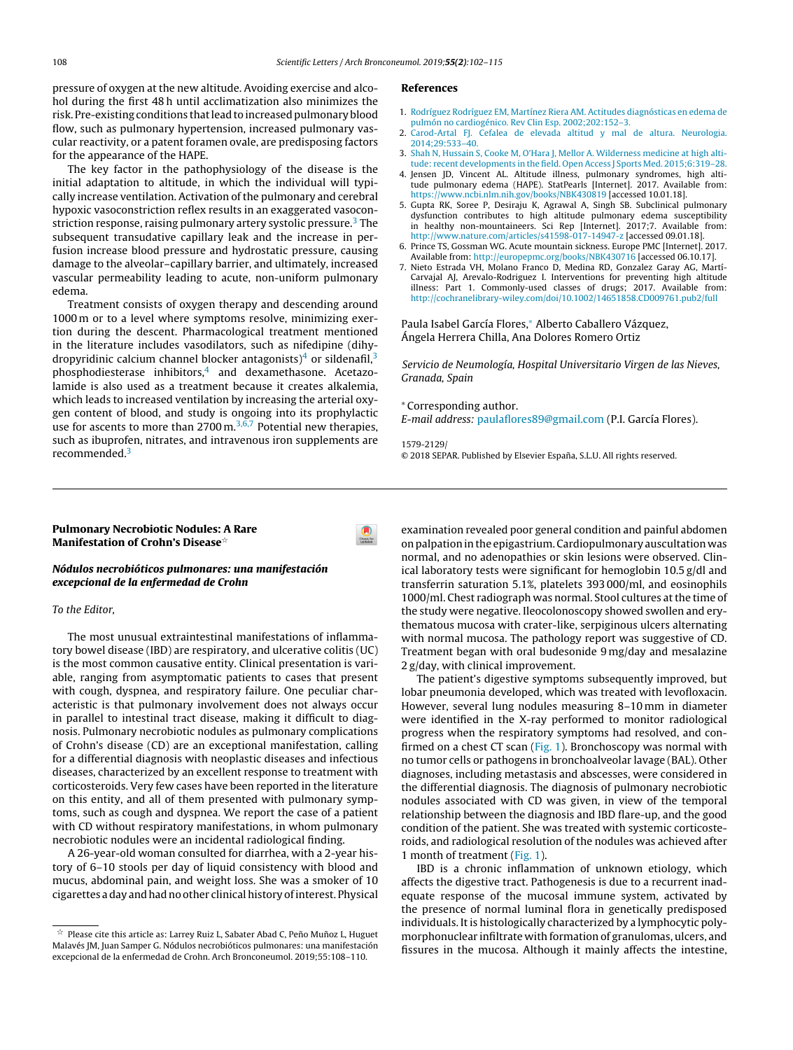pressure of oxygen at the new altitude. Avoiding exercise and alcohol during the first 48 h until acclimatization also minimizes the risk. Pre-existing conditions that lead to increased pulmonary blood flow, such as pulmonary hypertension, increased pulmonary vascular reactivity, or a patent foramen ovale, are predisposing factors for the appearance of the HAPE.

The key factor in the pathophysiology of the disease is the initial adaptation to altitude, in which the individual will typically increase ventilation. Activation of the pulmonary and cerebral hypoxic vasoconstriction reflex results in an exaggerated vasoconstriction response, raising pulmonary artery systolic pressure.[3] The subsequent transudative capillary leak and the increase in perfusion increase blood pressure and hydrostatic pressure, causing damage to the alveolar–capillary barrier, and ultimately, increased vascular permeability leading to acute, non-uniform pulmonary edema.

Treatment consists of oxygen therapy and descending around 1000 m or to a level where symptoms resolve, minimizing exertion during the descent. Pharmacological treatment mentioned in the literature includes vasodilators, such as nifedipine (dihydropyridinic calcium channel blocker antagonists)[4] or sildenafil,[3] phosphodiesterase inhibitors,[4] and dexamethasone. Acetazolamide is also used as a treatment because it creates alkalemia, which leads to increased ventilation by increasing the arterial oxygen content of blood, and study is ongoing into its prophylactic use for ascents to more than 2700 m.[3,6,7] Potential new therapies, such as ibuprofen, nitrates, and intravenous iron supplements are recommended.[3]

## References

1. Rodríguez Rodríguez EM, Martínez Riera AM. Actitudes diagnósticas en edema de pulmón no cardiogénico. Rev Clin Esp. 2002;202:152–3.
2. Carod-Artal FJ. Cefalea de elevada altitud y mal de altura. Neurologia. 2014;29:533–40.
3. Shah N, Hussain S, Cooke M, O'Hara J, Mellor A. Wilderness medicine at high altitude: recent developments in the field. Open Access J Sports Med. 2015;6:319–28.
4. Jensen JD, Vincent AL. Altitude illness, pulmonary syndromes, high altitude pulmonary edema (HAPE). StatPearls [Internet]. 2017. Available from: https://www.ncbi.nlm.nih.gov/books/NBK430819 [accessed 10.01.18].
5. Gupta RK, Soree P, Desiraju K, Agrawal A, Singh SB. Subclinical pulmonary dysfunction contributes to high altitude pulmonary edema susceptibility in healthy non-mountaineers. Sci Rep [Internet]. 2017;7. Available from: http://www.nature.com/articles/s41598-017-14947-z [accessed 09.01.18].
6. Prince TS, Gossman WG. Acute mountain sickness. Europe PMC [Internet]. 2017. Available from: http://europepmc.org/books/NBK430716 [accessed 06.10.17].
7. Nieto Estrada VH, Molano Franco D, Medina RD, Gonzalez Garay AG, Martí-Carvajal AJ, Arevalo-Rodriguez I. Interventions for preventing high altitude illness: Part 1. Commonly-used classes of drugs; 2017. Available from: http://cochranelibrary-wiley.com/doi/10.1002/14651858.CD009761.pub2/full

Paula Isabel García Flores,* Alberto Caballero Vázquez, Ángela Herrera Chilla, Ana Dolores Romero Ortiz

*Servicio de Neumología, Hospital Universitario Virgen de las Nieves, Granada, Spain*

* Corresponding author.
*E-mail address:* paulaflores89@gmail.com (P.I. García Flores).

1579-2129/
© 2018 SEPAR. Published by Elsevier España, S.L.U. All rights reserved.

---

## Pulmonary Necrobiotic Nodules: A Rare Manifestation of Crohn's Disease☆

### *Nódulos necrobióticos pulmonares: una manifestación excepcional de la enfermedad de Crohn*

*To the Editor,*

The most unusual extraintestinal manifestations of inflammatory bowel disease (IBD) are respiratory, and ulcerative colitis (UC) is the most common causative entity. Clinical presentation is variable, ranging from asymptomatic patients to cases that present with cough, dyspnea, and respiratory failure. One peculiar characteristic is that pulmonary involvement does not always occur in parallel to intestinal tract disease, making it difficult to diagnosis. Pulmonary necrobiotic nodules as pulmonary complications of Crohn's disease (CD) are an exceptional manifestation, calling for a differential diagnosis with neoplastic diseases and infectious diseases, characterized by an excellent response to treatment with corticosteroids. Very few cases have been reported in the literature on this entity, and all of them presented with pulmonary symptoms, such as cough and dyspnea. We report the case of a patient with CD without respiratory manifestations, in whom pulmonary necrobiotic nodules were an incidental radiological finding.

A 26-year-old woman consulted for diarrhea, with a 2-year history of 6–10 stools per day of liquid consistency with blood and mucus, abdominal pain, and weight loss. She was a smoker of 10 cigarettes a day and had no other clinical history of interest. Physical examination revealed poor general condition and painful abdomen on palpation in the epigastrium. Cardiopulmonary auscultation was normal, and no adenopathies or skin lesions were observed. Clinical laboratory tests were significant for hemoglobin 10.5 g/dl and transferrin saturation 5.1%, platelets 393 000/ml, and eosinophils 1000/ml. Chest radiograph was normal. Stool cultures at the time of the study were negative. Ileocolonoscopy showed swollen and erythematous mucosa with crater-like, serpiginous ulcers alternating with normal mucosa. The pathology report was suggestive of CD. Treatment began with oral budesonide 9 mg/day and mesalazine 2 g/day, with clinical improvement.

The patient's digestive symptoms subsequently improved, but lobar pneumonia developed, which was treated with levofloxacin. However, several lung nodules measuring 8–10 mm in diameter were identified in the X-ray performed to monitor radiological progress when the respiratory symptoms had resolved, and confirmed on a chest CT scan (Fig. 1). Bronchoscopy was normal with no tumor cells or pathogens in bronchoalveolar lavage (BAL). Other diagnoses, including metastasis and abscesses, were considered in the differential diagnosis. The diagnosis of pulmonary necrobiotic nodules associated with CD was given, in view of the temporal relationship between the diagnosis and IBD flare-up, and the good condition of the patient. She was treated with systemic corticosteroids, and radiological resolution of the nodules was achieved after 1 month of treatment (Fig. 1).

IBD is a chronic inflammation of unknown etiology, which affects the digestive tract. Pathogenesis is due to a recurrent inadequate response of the mucosal immune system, activated by the presence of normal luminal flora in genetically predisposed individuals. It is histologically characterized by a lymphocytic polymorphonuclear infiltrate with formation of granulomas, ulcers, and fissures in the mucosa. Although it mainly affects the intestine,

☆ Please cite this article as: Larrey Ruiz L, Sabater Abad C, Peño Muñoz L, Huguet Malavés JM, Juan Samper G. Nódulos necrobióticos pulmonares: una manifestación excepcional de la enfermedad de Crohn. Arch Bronconeumol. 2019;55:108–110.